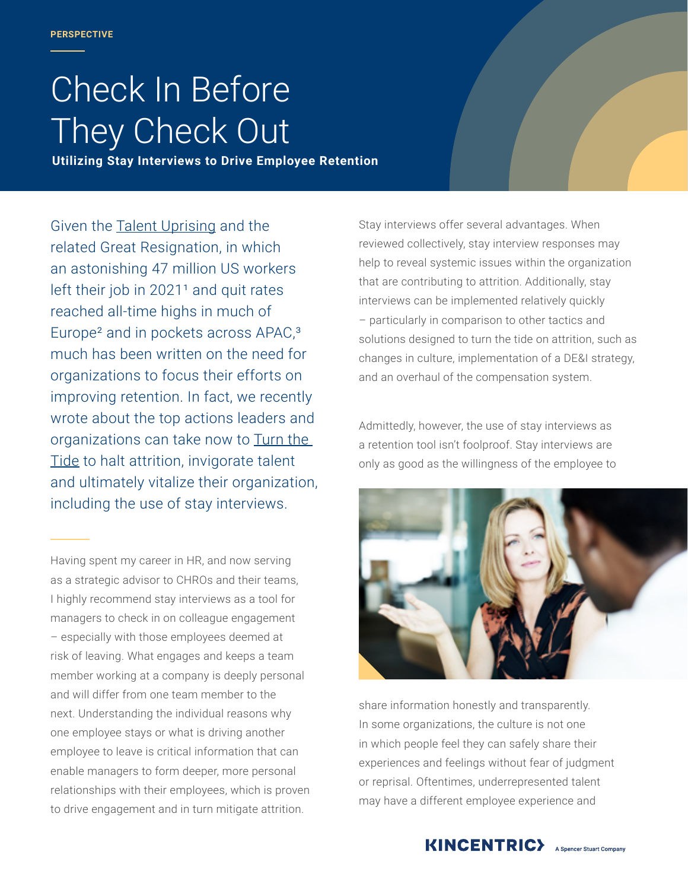PERSPECTIVE

# Check In Before They Check Out

**Utilizing Stay Interviews to Drive Employee Retention**

Given the Talent Uprising and the related Great Resignation, in which an astonishing 47 million US workers left their job in 2021[1] and quit rates reached all-time highs in much of Europe[2] and in pockets across APAC,[3] much has been written on the need for organizations to focus their efforts on improving retention. In fact, we recently wrote about the top actions leaders and organizations can take now to Turn the Tide to halt attrition, invigorate talent and ultimately vitalize their organization, including the use of stay interviews.

Having spent my career in HR, and now serving as a strategic advisor to CHROs and their teams, I highly recommend stay interviews as a tool for managers to check in on colleague engagement – especially with those employees deemed at risk of leaving. What engages and keeps a team member working at a company is deeply personal and will differ from one team member to the next. Understanding the individual reasons why one employee stays or what is driving another employee to leave is critical information that can enable managers to form deeper, more personal relationships with their employees, which is proven to drive engagement and in turn mitigate attrition.

Stay interviews offer several advantages. When reviewed collectively, stay interview responses may help to reveal systemic issues within the organization that are contributing to attrition. Additionally, stay interviews can be implemented relatively quickly – particularly in comparison to other tactics and solutions designed to turn the tide on attrition, such as changes in culture, implementation of a DE&I strategy, and an overhaul of the compensation system.

Admittedly, however, the use of stay interviews as a retention tool isn't foolproof. Stay interviews are only as good as the willingness of the employee to share information honestly and transparently. In some organizations, the culture is not one in which people feel they can safely share their experiences and feelings without fear of judgment or reprisal. Oftentimes, underrepresented talent may have a different employee experience and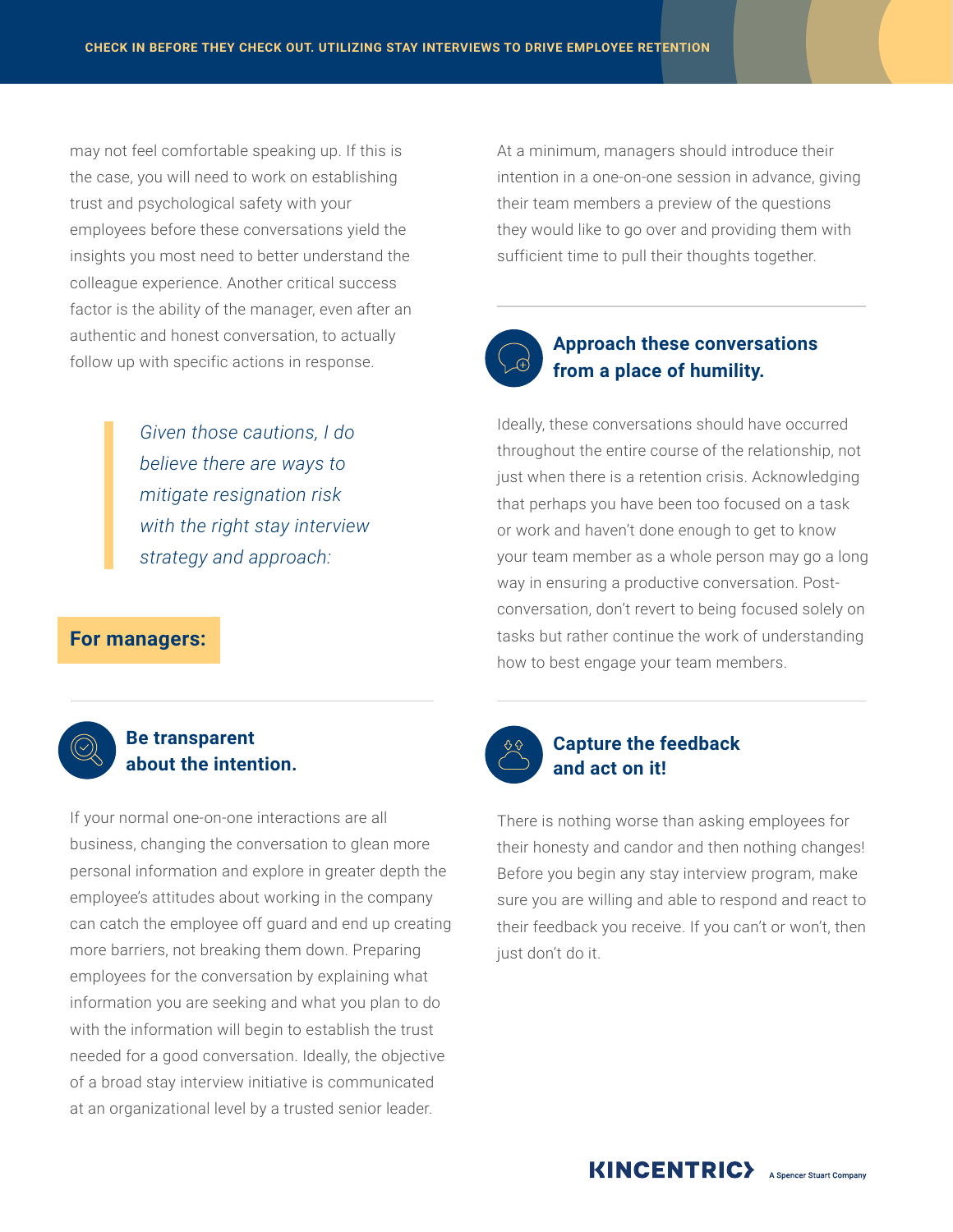may not feel comfortable speaking up. If this is the case, you will need to work on establishing trust and psychological safety with your employees before these conversations yield the insights you most need to better understand the colleague experience. Another critical success factor is the ability of the manager, even after an authentic and honest conversation, to actually follow up with specific actions in response.

> *Given those cautions, I do believe there are ways to mitigate resignation risk with the right stay interview strategy and approach:*

## For managers:

### Be transparent about the intention.

If your normal one-on-one interactions are all business, changing the conversation to glean more personal information and explore in greater depth the employee's attitudes about working in the company can catch the employee off guard and end up creating more barriers, not breaking them down. Preparing employees for the conversation by explaining what information you are seeking and what you plan to do with the information will begin to establish the trust needed for a good conversation. Ideally, the objective of a broad stay interview initiative is communicated at an organizational level by a trusted senior leader.

At a minimum, managers should introduce their intention in a one-on-one session in advance, giving their team members a preview of the questions they would like to go over and providing them with sufficient time to pull their thoughts together.

### Approach these conversations from a place of humility.

Ideally, these conversations should have occurred throughout the entire course of the relationship, not just when there is a retention crisis. Acknowledging that perhaps you have been too focused on a task or work and haven't done enough to get to know your team member as a whole person may go a long way in ensuring a productive conversation. Post-conversation, don't revert to being focused solely on tasks but rather continue the work of understanding how to best engage your team members.

### Capture the feedback and act on it!

There is nothing worse than asking employees for their honesty and candor and then nothing changes! Before you begin any stay interview program, make sure you are willing and able to respond and react to their feedback you receive. If you can't or won't, then just don't do it.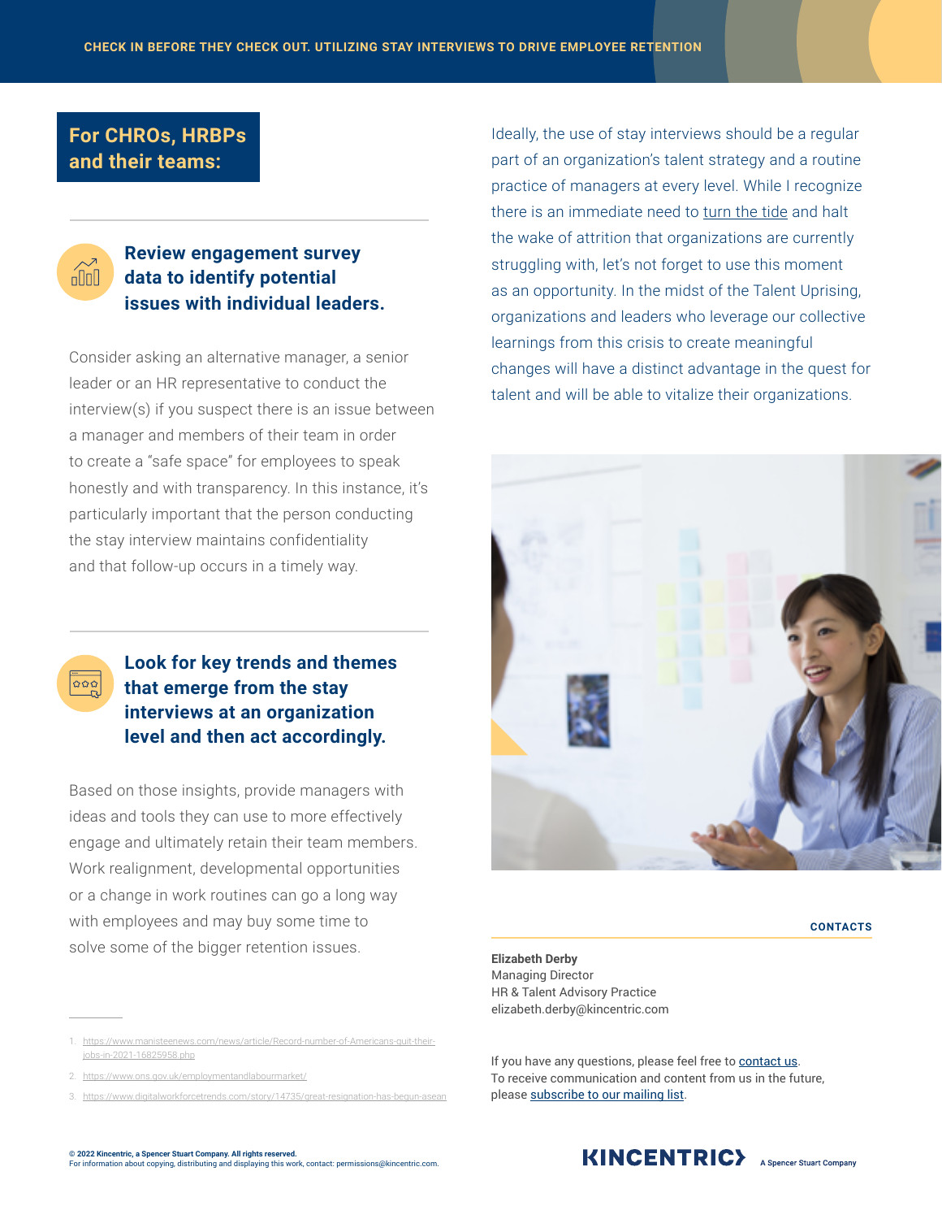## For CHROs, HRBPs and their teams:

### Review engagement survey data to identify potential issues with individual leaders.

Consider asking an alternative manager, a senior leader or an HR representative to conduct the interview(s) if you suspect there is an issue between a manager and members of their team in order to create a "safe space" for employees to speak honestly and with transparency. In this instance, it's particularly important that the person conducting the stay interview maintains confidentiality and that follow-up occurs in a timely way.

### Look for key trends and themes that emerge from the stay interviews at an organization level and then act accordingly.

Based on those insights, provide managers with ideas and tools they can use to more effectively engage and ultimately retain their team members. Work realignment, developmental opportunities or a change in work routines can go a long way with employees and may buy some time to solve some of the bigger retention issues.

Ideally, the use of stay interviews should be a regular part of an organization's talent strategy and a routine practice of managers at every level. While I recognize there is an immediate need to turn the tide and halt the wake of attrition that organizations are currently struggling with, let's not forget to use this moment as an opportunity. In the midst of the Talent Uprising, organizations and leaders who leverage our collective learnings from this crisis to create meaningful changes will have a distinct advantage in the quest for talent and will be able to vitalize their organizations.

---

1. https://www.manisteenews.com/news/article/Record-number-of-Americans-quit-their-jobs-in-2021-16825958.php
2. https://www.ons.gov.uk/employmentandlabourmarket/
3. https://www.digitalworkforcetrends.com/story/14735/great-resignation-has-begun-asean

**CONTACTS**

**Elizabeth Derby**
Managing Director
HR & Talent Advisory Practice
elizabeth.derby@kincentric.com

If you have any questions, please feel free to contact us.
To receive communication and content from us in the future, please subscribe to our mailing list.

**© 2022 Kincentric, a Spencer Stuart Company. All rights reserved.**
For information about copying, distributing and displaying this work, contact: permissions@kincentric.com.

KINCENTRIC A Spencer Stuart Company